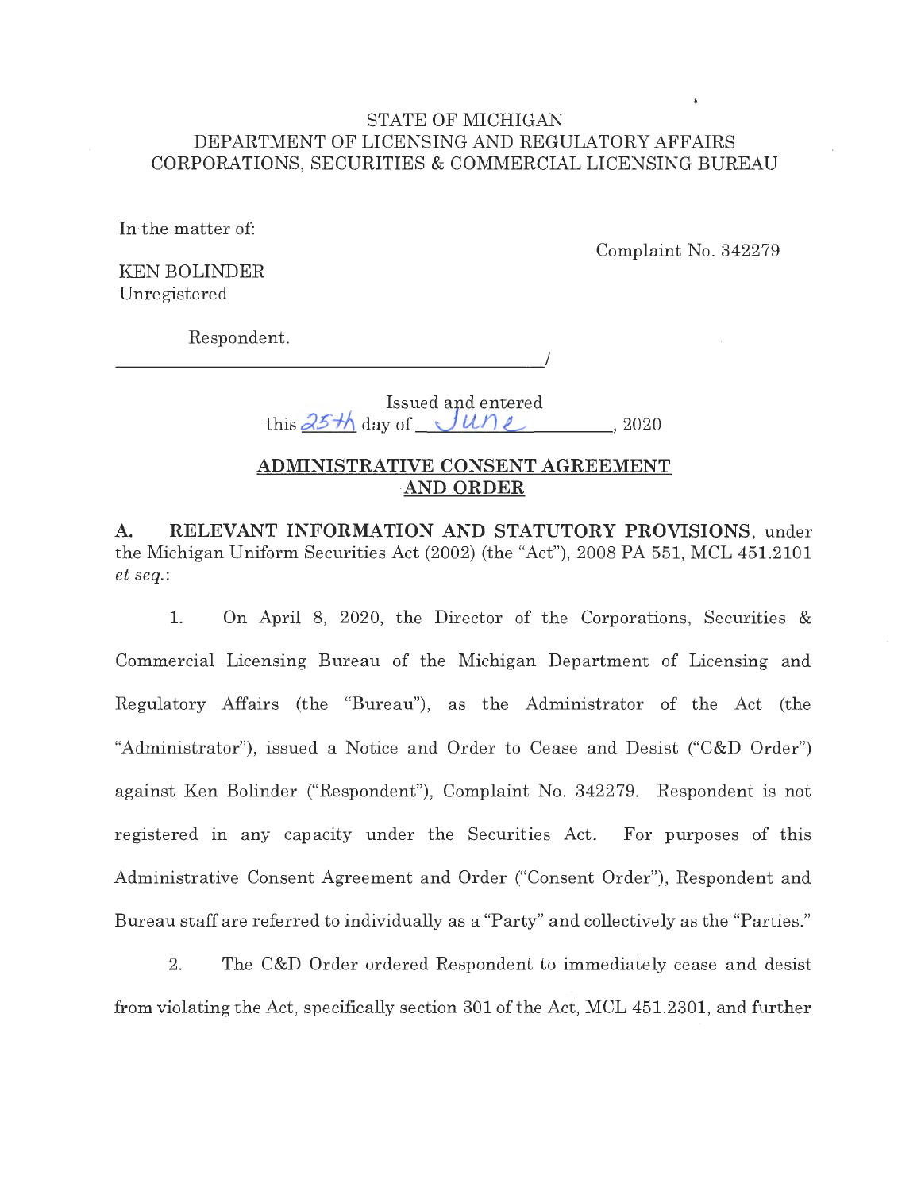STATE OF MICHIGAN
DEPARTMENT OF LICENSING AND REGULATORY AFFAIRS
CORPORATIONS, SECURITIES & COMMERCIAL LICENSING BUREAU

In the matter of:

Complaint No. 342279

KEN BOLINDER
Unregistered

Respondent.
______________________________________/

Issued and entered
this 25th day of June, 2020

**ADMINISTRATIVE CONSENT AGREEMENT AND ORDER**

**A. RELEVANT INFORMATION AND STATUTORY PROVISIONS**, under the Michigan Uniform Securities Act (2002) (the "Act"), 2008 PA 551, MCL 451.2101 *et seq.*:

1. On April 8, 2020, the Director of the Corporations, Securities & Commercial Licensing Bureau of the Michigan Department of Licensing and Regulatory Affairs (the "Bureau"), as the Administrator of the Act (the "Administrator"), issued a Notice and Order to Cease and Desist ("C&D Order") against Ken Bolinder ("Respondent"), Complaint No. 342279. Respondent is not registered in any capacity under the Securities Act. For purposes of this Administrative Consent Agreement and Order ("Consent Order"), Respondent and Bureau staff are referred to individually as a "Party" and collectively as the "Parties."

2. The C&D Order ordered Respondent to immediately cease and desist from violating the Act, specifically section 301 of the Act, MCL 451.2301, and further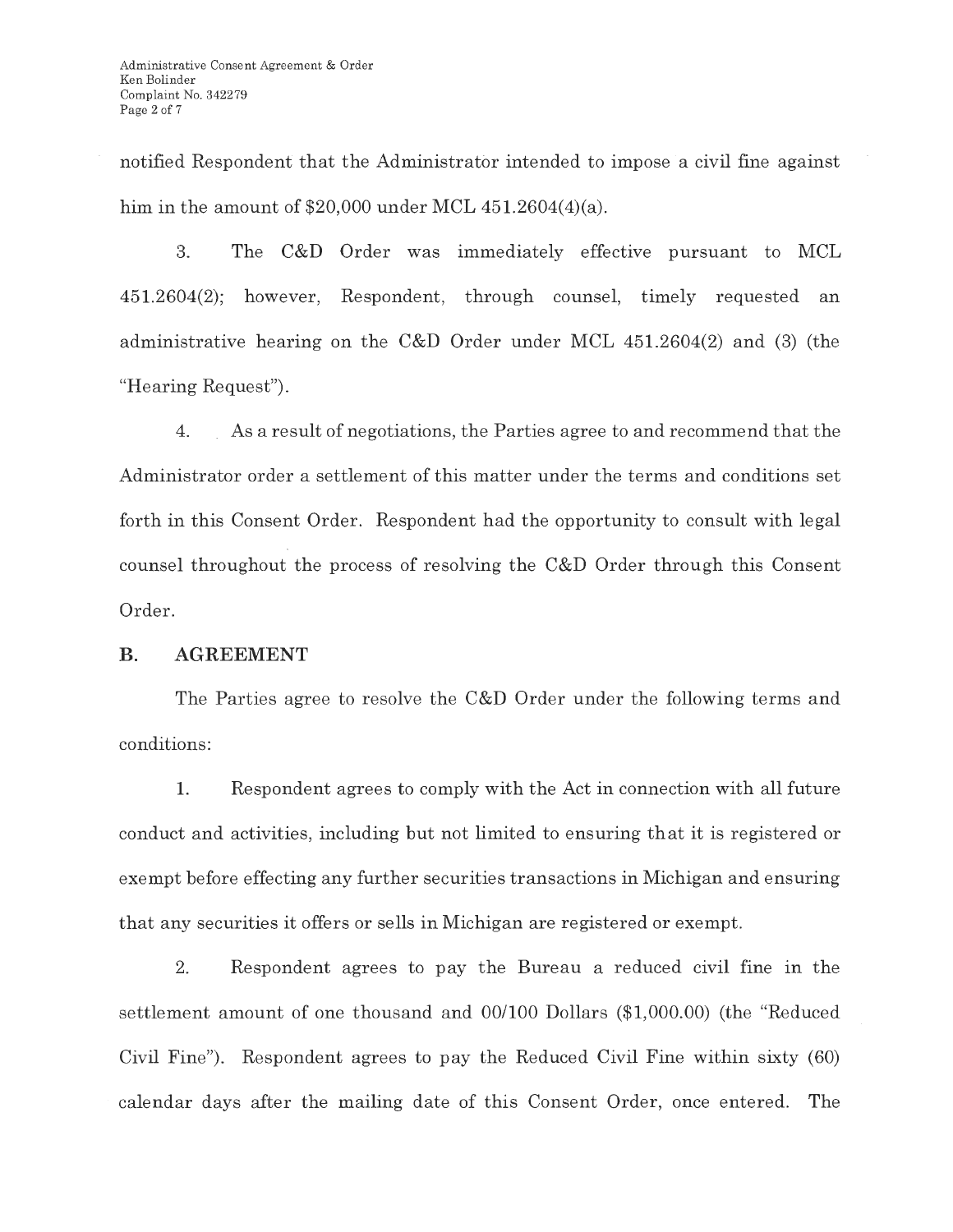notified Respondent that the Administrator intended to impose a civil fine against him in the amount of $20,000 under MCL 451.2604(4)(a).

3. The C&D Order was immediately effective pursuant to MCL 451.2604(2); however, Respondent, through counsel, timely requested an administrative hearing on the C&D Order under MCL 451.2604(2) and (3) (the "Hearing Request").

4. As a result of negotiations, the Parties agree to and recommend that the Administrator order a settlement of this matter under the terms and conditions set forth in this Consent Order. Respondent had the opportunity to consult with legal counsel throughout the process of resolving the C&D Order through this Consent Order.

## B. AGREEMENT

The Parties agree to resolve the C&D Order under the following terms and conditions:

1. Respondent agrees to comply with the Act in connection with all future conduct and activities, including but not limited to ensuring that it is registered or exempt before effecting any further securities transactions in Michigan and ensuring that any securities it offers or sells in Michigan are registered or exempt.

2. Respondent agrees to pay the Bureau a reduced civil fine in the settlement amount of one thousand and 00/100 Dollars ($1,000.00) (the "Reduced Civil Fine"). Respondent agrees to pay the Reduced Civil Fine within sixty (60) calendar days after the mailing date of this Consent Order, once entered. The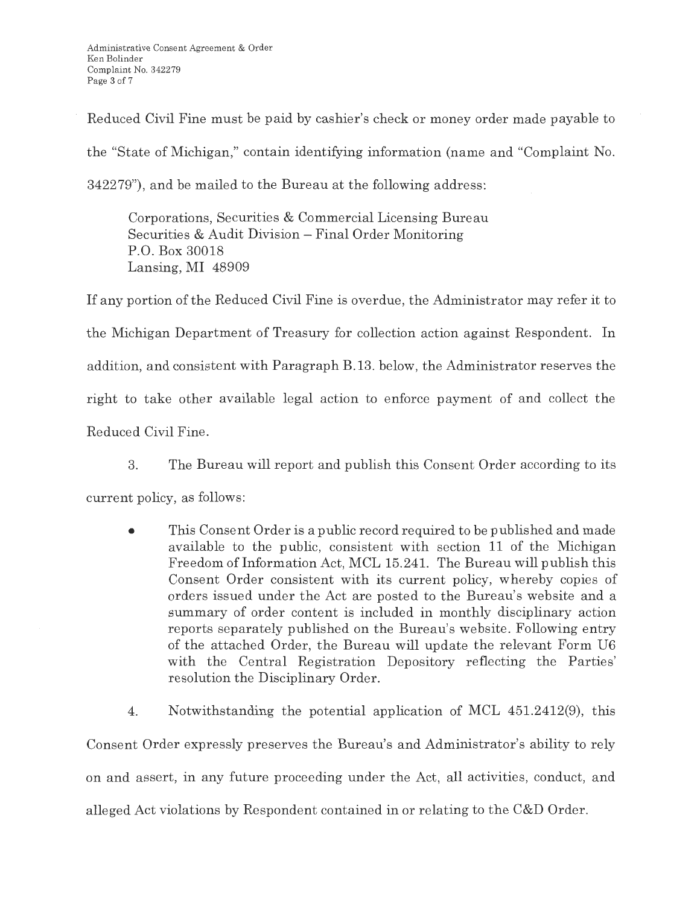Reduced Civil Fine must be paid by cashier's check or money order made payable to the "State of Michigan," contain identifying information (name and "Complaint No. 342279"), and be mailed to the Bureau at the following address:

> Corporations, Securities & Commercial Licensing Bureau
> Securities & Audit Division – Final Order Monitoring
> P.O. Box 30018
> Lansing, MI 48909

If any portion of the Reduced Civil Fine is overdue, the Administrator may refer it to the Michigan Department of Treasury for collection action against Respondent. In addition, and consistent with Paragraph B.13. below, the Administrator reserves the right to take other available legal action to enforce payment of and collect the Reduced Civil Fine.

3. The Bureau will report and publish this Consent Order according to its current policy, as follows:

- This Consent Order is a public record required to be published and made available to the public, consistent with section 11 of the Michigan Freedom of Information Act, MCL 15.241. The Bureau will publish this Consent Order consistent with its current policy, whereby copies of orders issued under the Act are posted to the Bureau's website and a summary of order content is included in monthly disciplinary action reports separately published on the Bureau's website. Following entry of the attached Order, the Bureau will update the relevant Form U6 with the Central Registration Depository reflecting the Parties' resolution the Disciplinary Order.

4. Notwithstanding the potential application of MCL 451.2412(9), this Consent Order expressly preserves the Bureau's and Administrator's ability to rely on and assert, in any future proceeding under the Act, all activities, conduct, and alleged Act violations by Respondent contained in or relating to the C&D Order.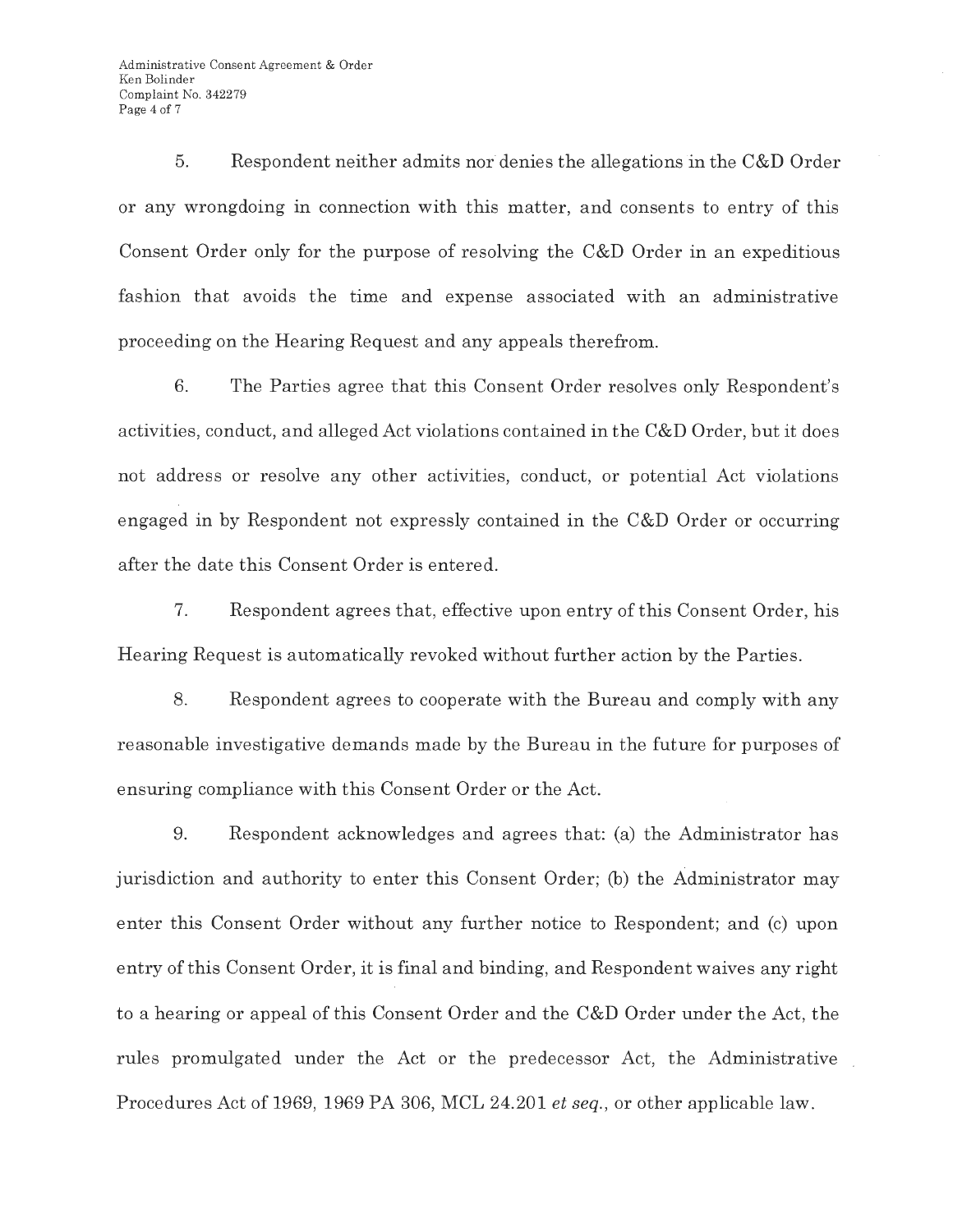5. Respondent neither admits nor denies the allegations in the C&D Order or any wrongdoing in connection with this matter, and consents to entry of this Consent Order only for the purpose of resolving the C&D Order in an expeditious fashion that avoids the time and expense associated with an administrative proceeding on the Hearing Request and any appeals therefrom.

6. The Parties agree that this Consent Order resolves only Respondent's activities, conduct, and alleged Act violations contained in the C&D Order, but it does not address or resolve any other activities, conduct, or potential Act violations engaged in by Respondent not expressly contained in the C&D Order or occurring after the date this Consent Order is entered.

7. Respondent agrees that, effective upon entry of this Consent Order, his Hearing Request is automatically revoked without further action by the Parties.

8. Respondent agrees to cooperate with the Bureau and comply with any reasonable investigative demands made by the Bureau in the future for purposes of ensuring compliance with this Consent Order or the Act.

9. Respondent acknowledges and agrees that: (a) the Administrator has jurisdiction and authority to enter this Consent Order; (b) the Administrator may enter this Consent Order without any further notice to Respondent; and (c) upon entry of this Consent Order, it is final and binding, and Respondent waives any right to a hearing or appeal of this Consent Order and the C&D Order under the Act, the rules promulgated under the Act or the predecessor Act, the Administrative Procedures Act of 1969, 1969 PA 306, MCL 24.201 *et seq.*, or other applicable law.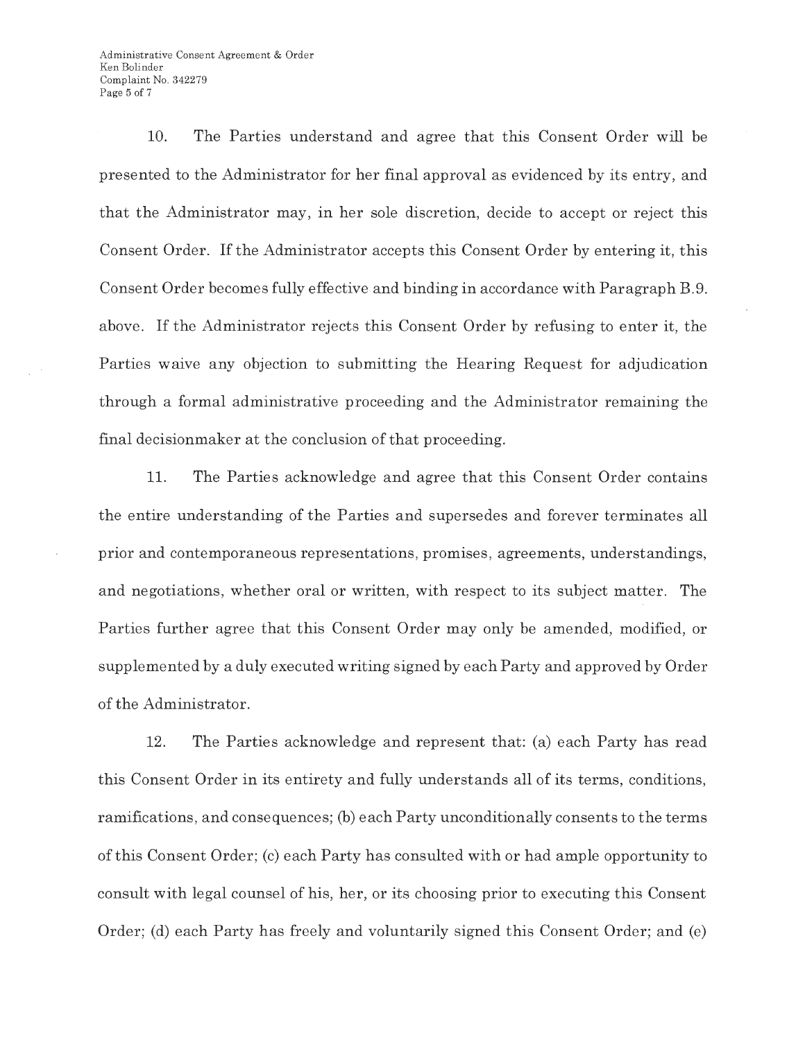10. The Parties understand and agree that this Consent Order will be presented to the Administrator for her final approval as evidenced by its entry, and that the Administrator may, in her sole discretion, decide to accept or reject this Consent Order. If the Administrator accepts this Consent Order by entering it, this Consent Order becomes fully effective and binding in accordance with Paragraph B.9. above. If the Administrator rejects this Consent Order by refusing to enter it, the Parties waive any objection to submitting the Hearing Request for adjudication through a formal administrative proceeding and the Administrator remaining the final decisionmaker at the conclusion of that proceeding.

11. The Parties acknowledge and agree that this Consent Order contains the entire understanding of the Parties and supersedes and forever terminates all prior and contemporaneous representations, promises, agreements, understandings, and negotiations, whether oral or written, with respect to its subject matter. The Parties further agree that this Consent Order may only be amended, modified, or supplemented by a duly executed writing signed by each Party and approved by Order of the Administrator.

12. The Parties acknowledge and represent that: (a) each Party has read this Consent Order in its entirety and fully understands all of its terms, conditions, ramifications, and consequences; (b) each Party unconditionally consents to the terms of this Consent Order; (c) each Party has consulted with or had ample opportunity to consult with legal counsel of his, her, or its choosing prior to executing this Consent Order; (d) each Party has freely and voluntarily signed this Consent Order; and (e)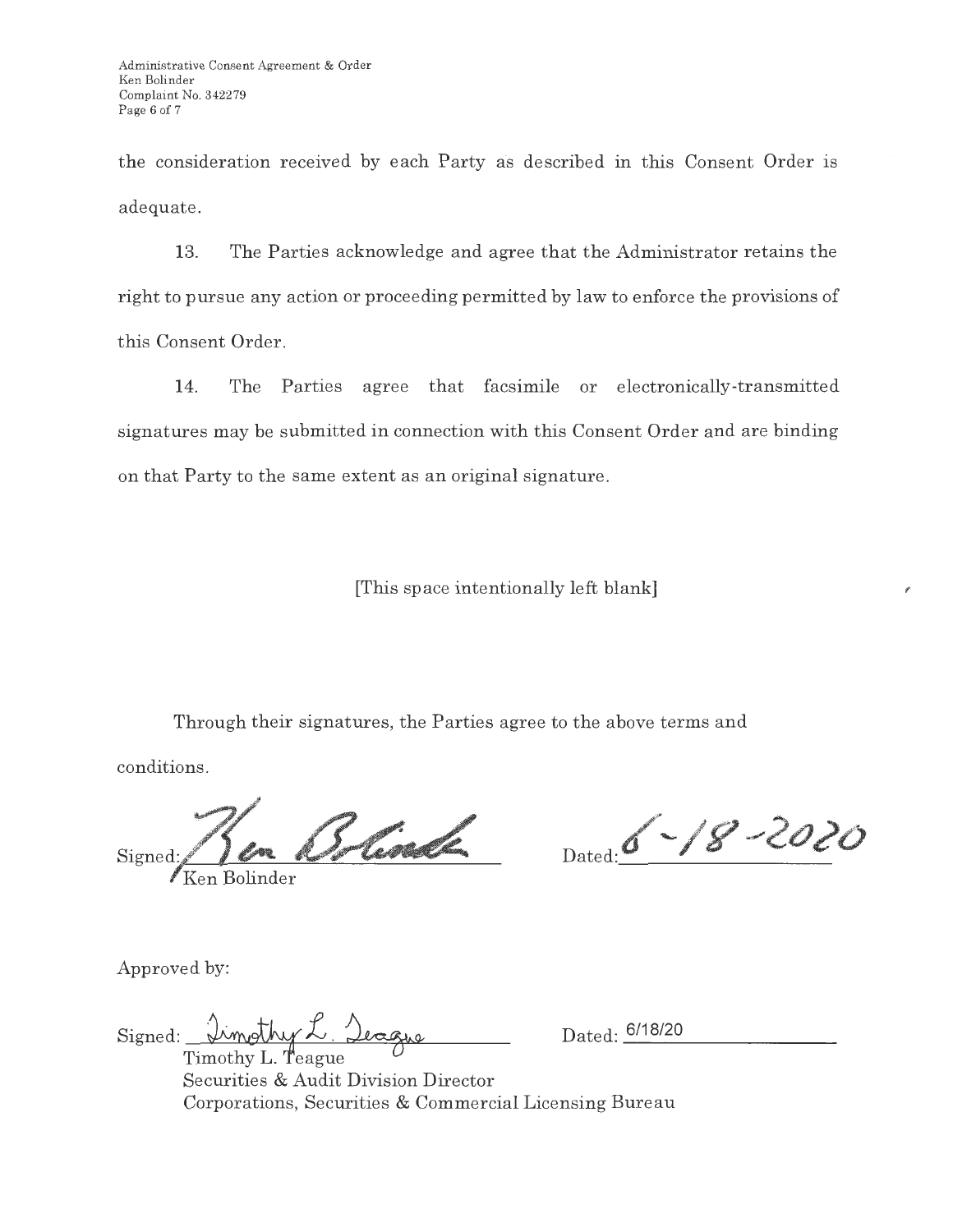the consideration received by each Party as described in this Consent Order is adequate.

13. The Parties acknowledge and agree that the Administrator retains the right to pursue any action or proceeding permitted by law to enforce the provisions of this Consent Order.

14. The Parties agree that facsimile or electronically-transmitted signatures may be submitted in connection with this Consent Order and are binding on that Party to the same extent as an original signature.

[This space intentionally left blank]

Through their signatures, the Parties agree to the above terms and conditions.

Signed: Ken Bolinder    Dated: 6-18-2020

Ken Bolinder

Approved by:

Signed: Timothy L. Teague    Dated: 6/18/20

Timothy L. Teague
Securities & Audit Division Director
Corporations, Securities & Commercial Licensing Bureau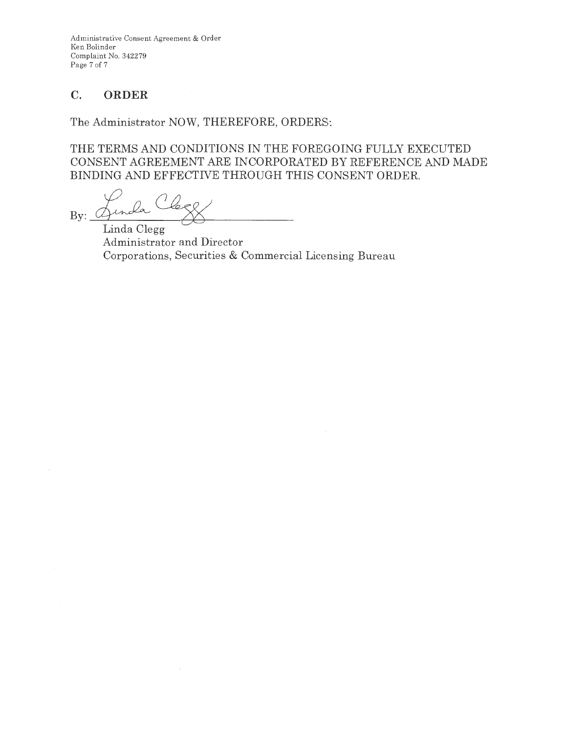## C. ORDER

The Administrator NOW, THEREFORE, ORDERS:

THE TERMS AND CONDITIONS IN THE FOREGOING FULLY EXECUTED CONSENT AGREEMENT ARE INCORPORATED BY REFERENCE AND MADE BINDING AND EFFECTIVE THROUGH THIS CONSENT ORDER.

By: Linda Clegg

Linda Clegg
Administrator and Director
Corporations, Securities & Commercial Licensing Bureau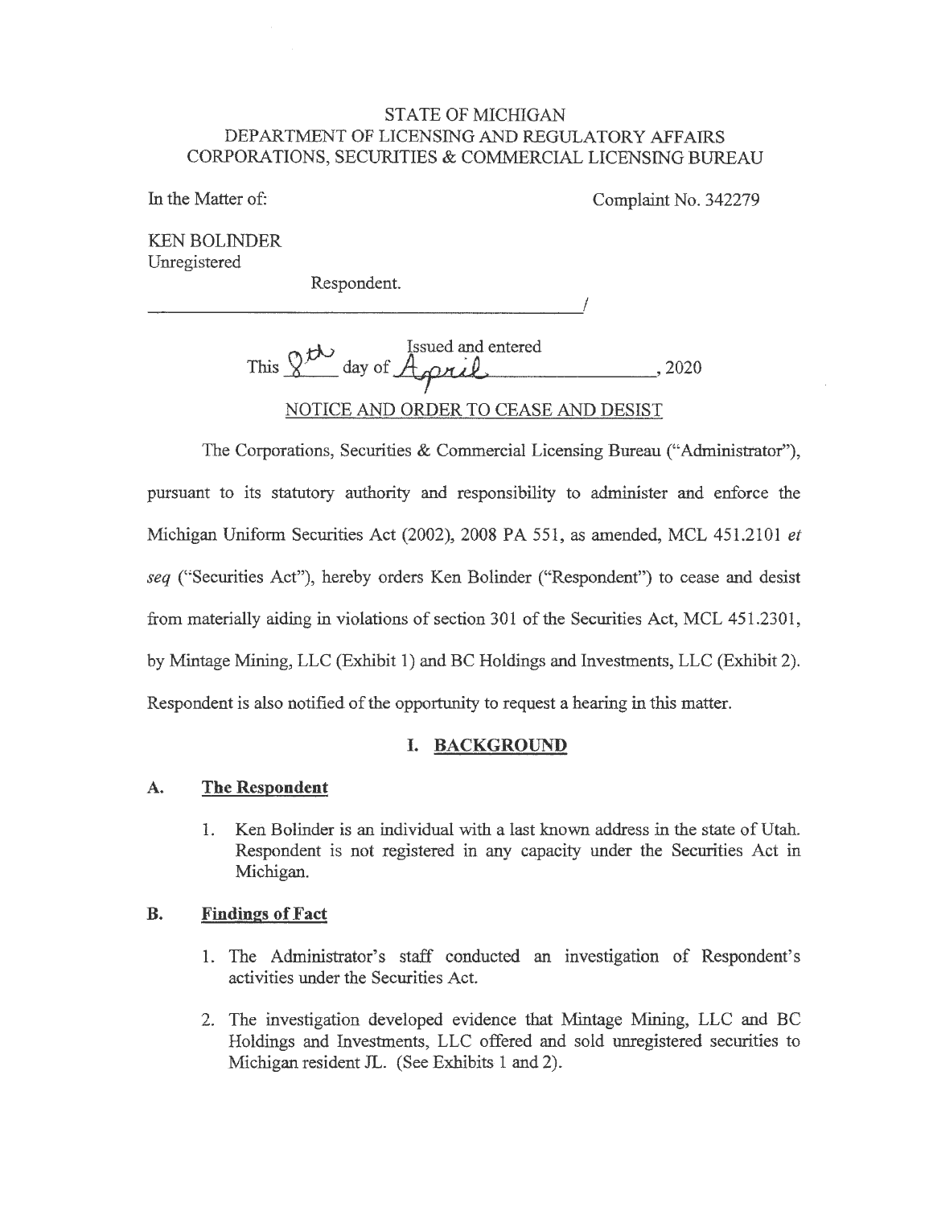STATE OF MICHIGAN
DEPARTMENT OF LICENSING AND REGULATORY AFFAIRS
CORPORATIONS, SECURITIES & COMMERCIAL LICENSING BUREAU

In the Matter of:

Complaint No. 342279

KEN BOLINDER
Unregistered

Respondent.

_______________________________________/

Issued and entered
This 8th day of April, 2020

NOTICE AND ORDER TO CEASE AND DESIST

The Corporations, Securities & Commercial Licensing Bureau ("Administrator"), pursuant to its statutory authority and responsibility to administer and enforce the Michigan Uniform Securities Act (2002), 2008 PA 551, as amended, MCL 451.2101 *et seq* ("Securities Act"), hereby orders Ken Bolinder ("Respondent") to cease and desist from materially aiding in violations of section 301 of the Securities Act, MCL 451.2301, by Mintage Mining, LLC (Exhibit 1) and BC Holdings and Investments, LLC (Exhibit 2). Respondent is also notified of the opportunity to request a hearing in this matter.

## I. BACKGROUND

### A. The Respondent

1. Ken Bolinder is an individual with a last known address in the state of Utah. Respondent is not registered in any capacity under the Securities Act in Michigan.

### B. Findings of Fact

1. The Administrator's staff conducted an investigation of Respondent's activities under the Securities Act.
2. The investigation developed evidence that Mintage Mining, LLC and BC Holdings and Investments, LLC offered and sold unregistered securities to Michigan resident JL. (See Exhibits 1 and 2).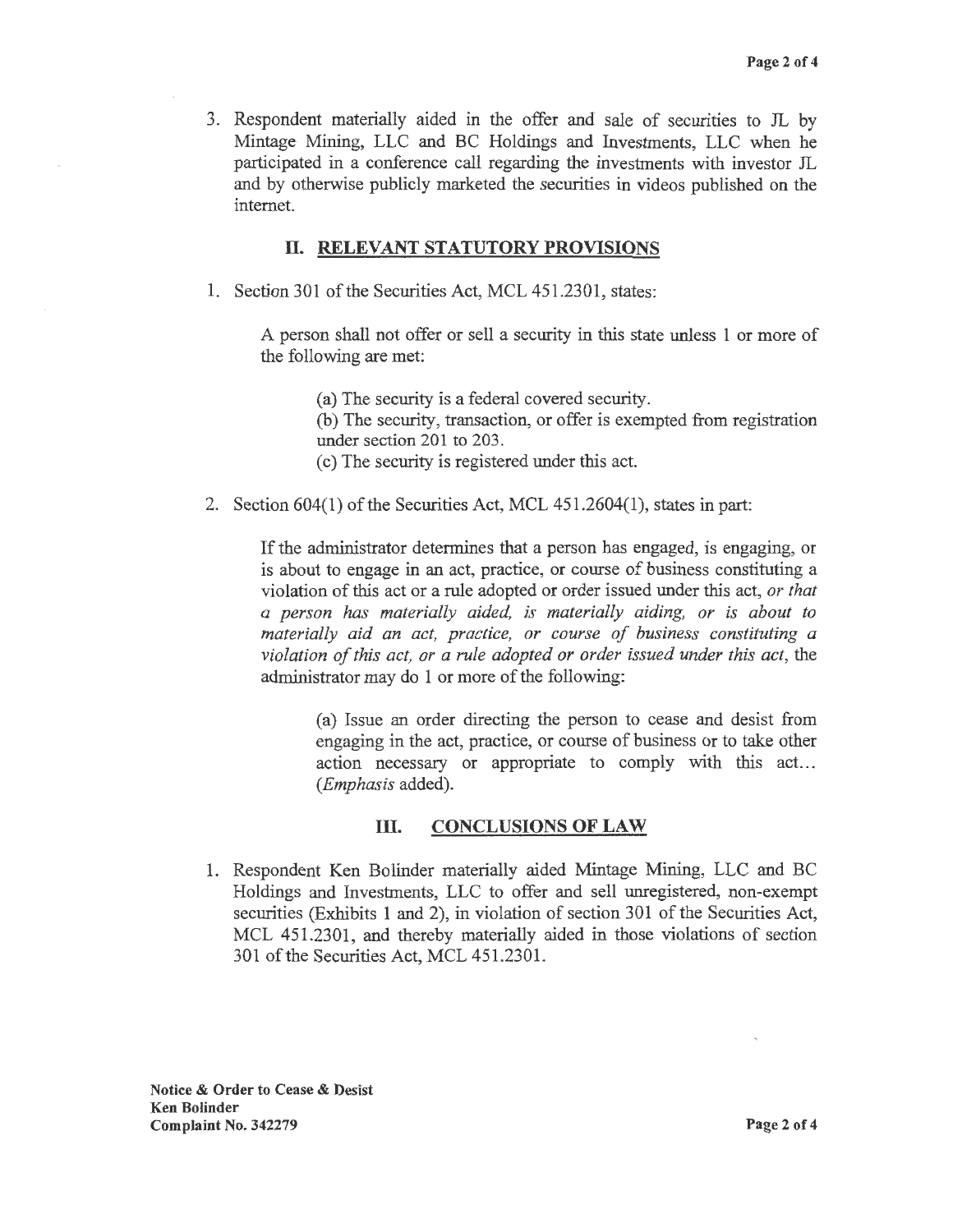3. Respondent materially aided in the offer and sale of securities to JL by Mintage Mining, LLC and BC Holdings and Investments, LLC when he participated in a conference call regarding the investments with investor JL and by otherwise publicly marketed the securities in videos published on the internet.

## II. RELEVANT STATUTORY PROVISIONS

1. Section 301 of the Securities Act, MCL 451.2301, states:

   A person shall not offer or sell a security in this state unless 1 or more of the following are met:

   (a) The security is a federal covered security.
   (b) The security, transaction, or offer is exempted from registration under section 201 to 203.
   (c) The security is registered under this act.

2. Section 604(1) of the Securities Act, MCL 451.2604(1), states in part:

   If the administrator determines that a person has engaged, is engaging, or is about to engage in an act, practice, or course of business constituting a violation of this act or a rule adopted or order issued under this act, *or that a person has materially aided, is materially aiding, or is about to materially aid an act, practice, or course of business constituting a violation of this act, or a rule adopted or order issued under this act*, the administrator may do 1 or more of the following:

   (a) Issue an order directing the person to cease and desist from engaging in the act, practice, or course of business or to take other action necessary or appropriate to comply with this act... (*Emphasis* added).

## III. CONCLUSIONS OF LAW

1. Respondent Ken Bolinder materially aided Mintage Mining, LLC and BC Holdings and Investments, LLC to offer and sell unregistered, non-exempt securities (Exhibits 1 and 2), in violation of section 301 of the Securities Act, MCL 451.2301, and thereby materially aided in those violations of section 301 of the Securities Act, MCL 451.2301.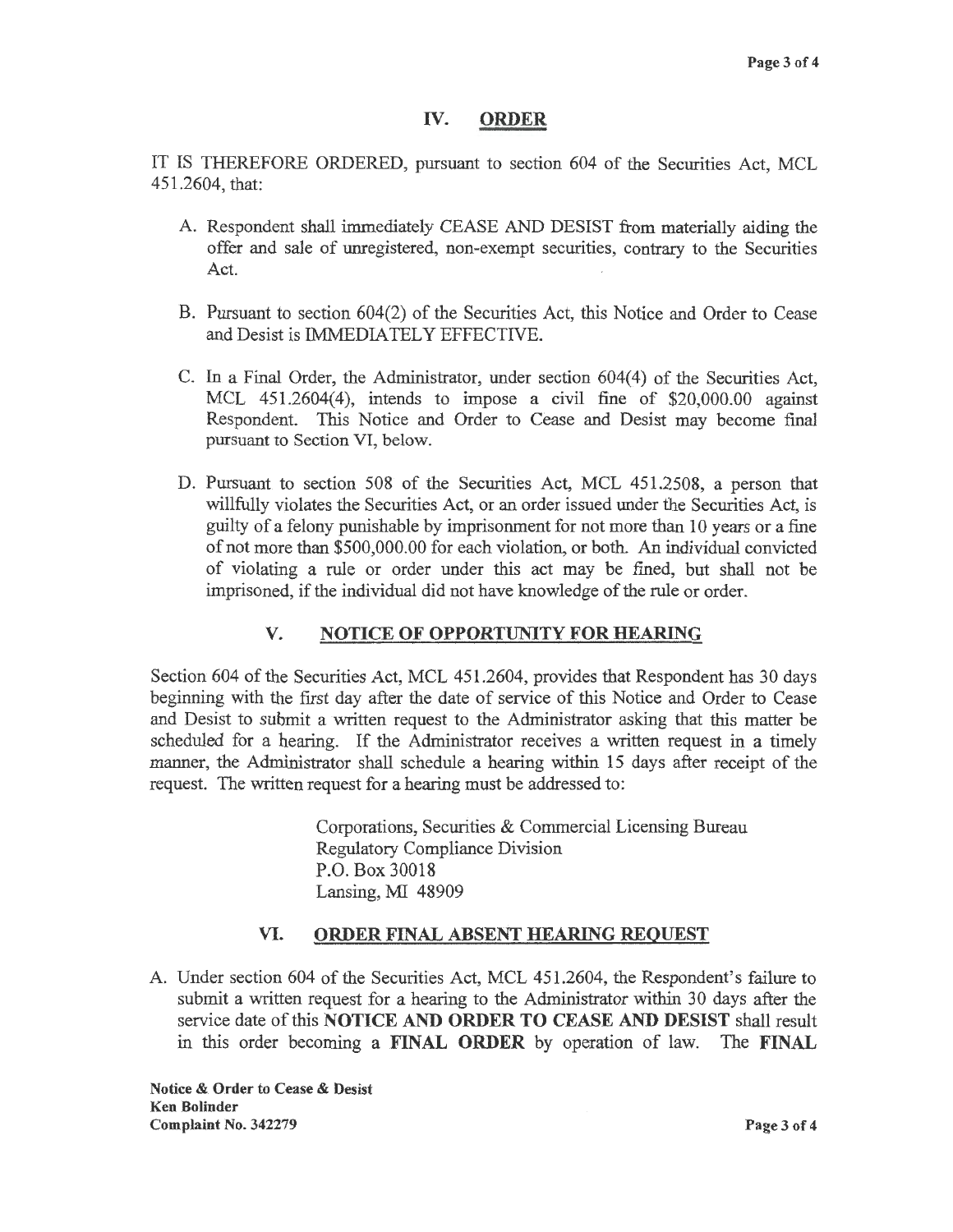## IV. ORDER

IT IS THEREFORE ORDERED, pursuant to section 604 of the Securities Act, MCL 451.2604, that:

A. Respondent shall immediately CEASE AND DESIST from materially aiding the offer and sale of unregistered, non-exempt securities, contrary to the Securities Act.

B. Pursuant to section 604(2) of the Securities Act, this Notice and Order to Cease and Desist is IMMEDIATELY EFFECTIVE.

C. In a Final Order, the Administrator, under section 604(4) of the Securities Act, MCL 451.2604(4), intends to impose a civil fine of $20,000.00 against Respondent. This Notice and Order to Cease and Desist may become final pursuant to Section VI, below.

D. Pursuant to section 508 of the Securities Act, MCL 451.2508, a person that willfully violates the Securities Act, or an order issued under the Securities Act, is guilty of a felony punishable by imprisonment for not more than 10 years or a fine of not more than $500,000.00 for each violation, or both. An individual convicted of violating a rule or order under this act may be fined, but shall not be imprisoned, if the individual did not have knowledge of the rule or order.

## V. NOTICE OF OPPORTUNITY FOR HEARING

Section 604 of the Securities Act, MCL 451.2604, provides that Respondent has 30 days beginning with the first day after the date of service of this Notice and Order to Cease and Desist to submit a written request to the Administrator asking that this matter be scheduled for a hearing. If the Administrator receives a written request in a timely manner, the Administrator shall schedule a hearing within 15 days after receipt of the request. The written request for a hearing must be addressed to:

Corporations, Securities & Commercial Licensing Bureau
Regulatory Compliance Division
P.O. Box 30018
Lansing, MI 48909

## VI. ORDER FINAL ABSENT HEARING REQUEST

A. Under section 604 of the Securities Act, MCL 451.2604, the Respondent's failure to submit a written request for a hearing to the Administrator within 30 days after the service date of this **NOTICE AND ORDER TO CEASE AND DESIST** shall result in this order becoming a **FINAL ORDER** by operation of law. The **FINAL**

**Notice & Order to Cease & Desist**
**Ken Bolinder**
**Complaint No. 342279**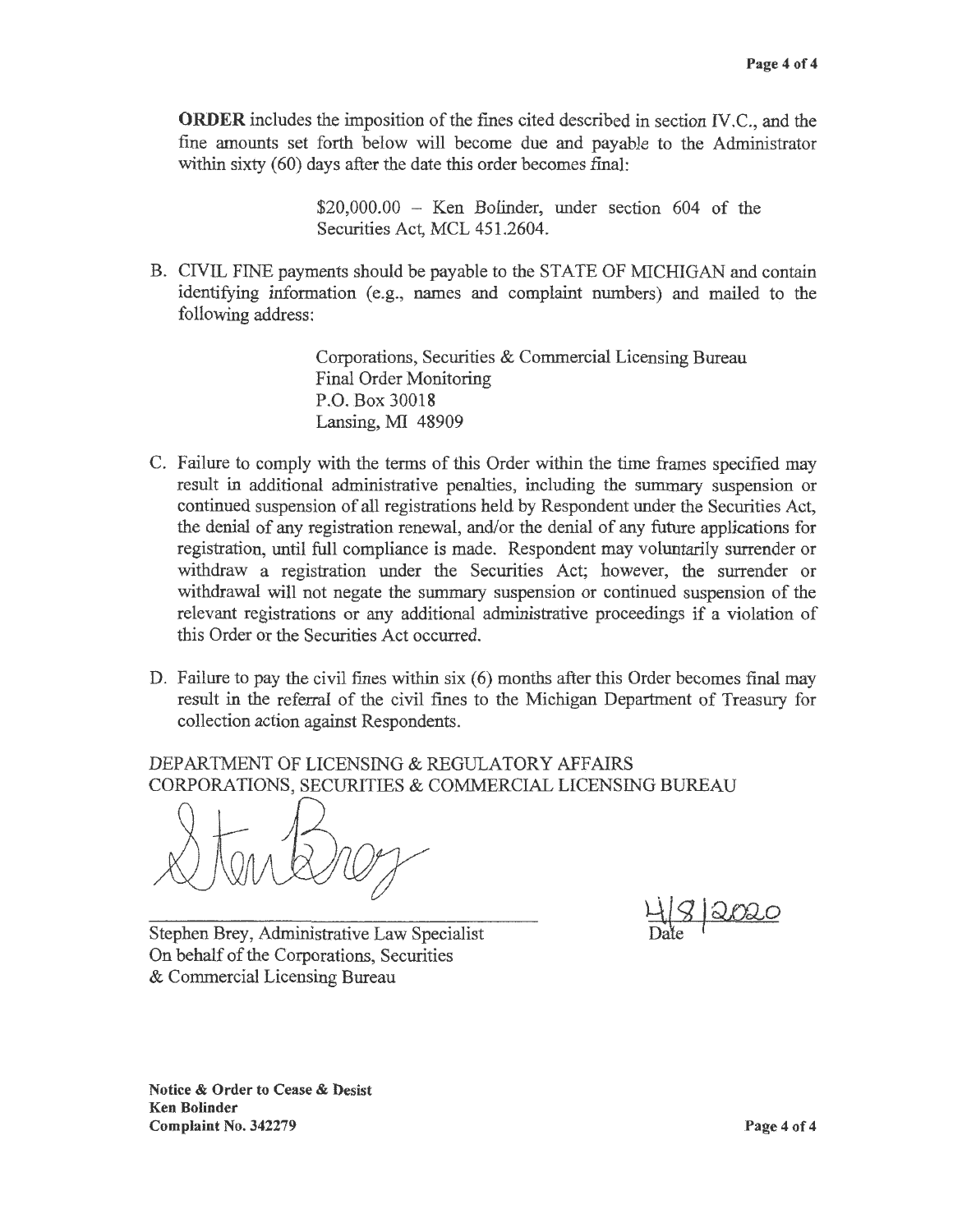**ORDER** includes the imposition of the fines cited described in section IV.C., and the fine amounts set forth below will become due and payable to the Administrator within sixty (60) days after the date this order becomes final:

> $20,000.00 – Ken Bolinder, under section 604 of the Securities Act, MCL 451.2604.

B. CIVIL FINE payments should be payable to the STATE OF MICHIGAN and contain identifying information (e.g., names and complaint numbers) and mailed to the following address:

> Corporations, Securities & Commercial Licensing Bureau
> Final Order Monitoring
> P.O. Box 30018
> Lansing, MI 48909

C. Failure to comply with the terms of this Order within the time frames specified may result in additional administrative penalties, including the summary suspension or continued suspension of all registrations held by Respondent under the Securities Act, the denial of any registration renewal, and/or the denial of any future applications for registration, until full compliance is made. Respondent may voluntarily surrender or withdraw a registration under the Securities Act; however, the surrender or withdrawal will not negate the summary suspension or continued suspension of the relevant registrations or any additional administrative proceedings if a violation of this Order or the Securities Act occurred.

D. Failure to pay the civil fines within six (6) months after this Order becomes final may result in the referral of the civil fines to the Michigan Department of Treasury for collection action against Respondents.

DEPARTMENT OF LICENSING & REGULATORY AFFAIRS
CORPORATIONS, SECURITIES & COMMERCIAL LICENSING BUREAU

Stephen Brey, Administrative Law Specialist
On behalf of the Corporations, Securities
& Commercial Licensing Bureau

4/8/2020
Date

**Notice & Order to Cease & Desist**
**Ken Bolinder**
**Complaint No. 342279**